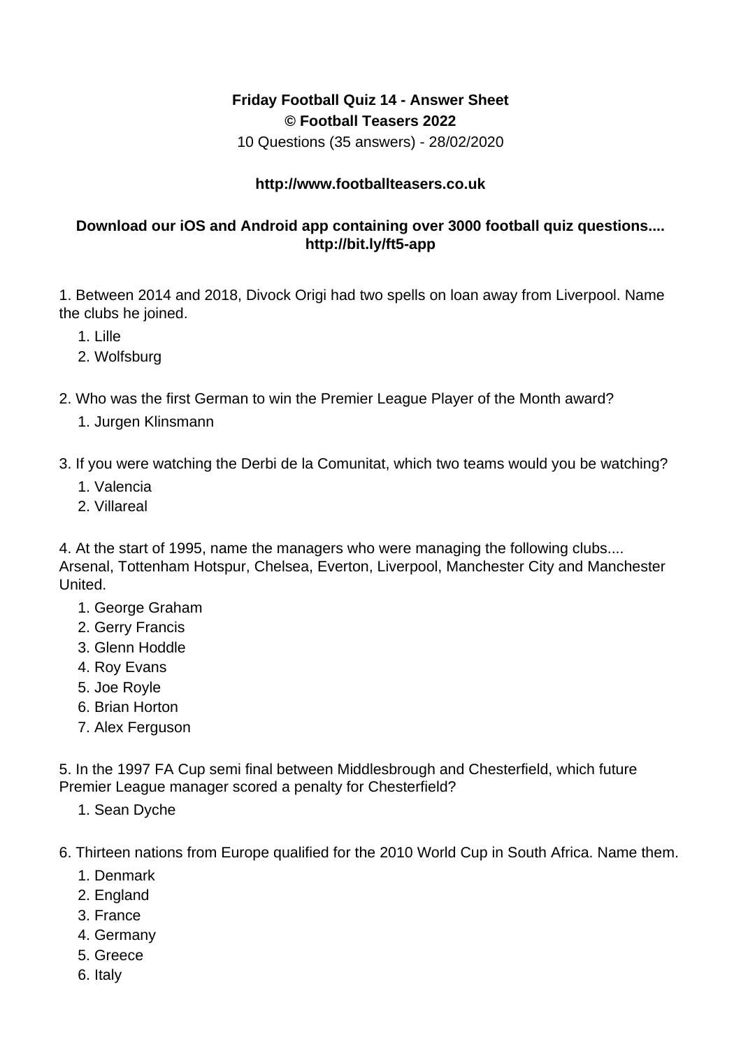**Friday Football Quiz 14 - Answer Sheet**
**© Football Teasers 2022**
10 Questions (35 answers) - 28/02/2020

**http://www.footballteasers.co.uk**

**Download our iOS and Android app containing over 3000 football quiz questions.... http://bit.ly/ft5-app**

1. Between 2014 and 2018, Divock Origi had two spells on loan away from Liverpool. Name the clubs he joined.
    1. Lille
    2. Wolfsburg

2. Who was the first German to win the Premier League Player of the Month award?
    1. Jurgen Klinsmann

3. If you were watching the Derbi de la Comunitat, which two teams would you be watching?
    1. Valencia
    2. Villareal

4. At the start of 1995, name the managers who were managing the following clubs.... Arsenal, Tottenham Hotspur, Chelsea, Everton, Liverpool, Manchester City and Manchester United.
    1. George Graham
    2. Gerry Francis
    3. Glenn Hoddle
    4. Roy Evans
    5. Joe Royle
    6. Brian Horton
    7. Alex Ferguson

5. In the 1997 FA Cup semi final between Middlesbrough and Chesterfield, which future Premier League manager scored a penalty for Chesterfield?
    1. Sean Dyche

6. Thirteen nations from Europe qualified for the 2010 World Cup in South Africa. Name them.
    1. Denmark
    2. England
    3. France
    4. Germany
    5. Greece
    6. Italy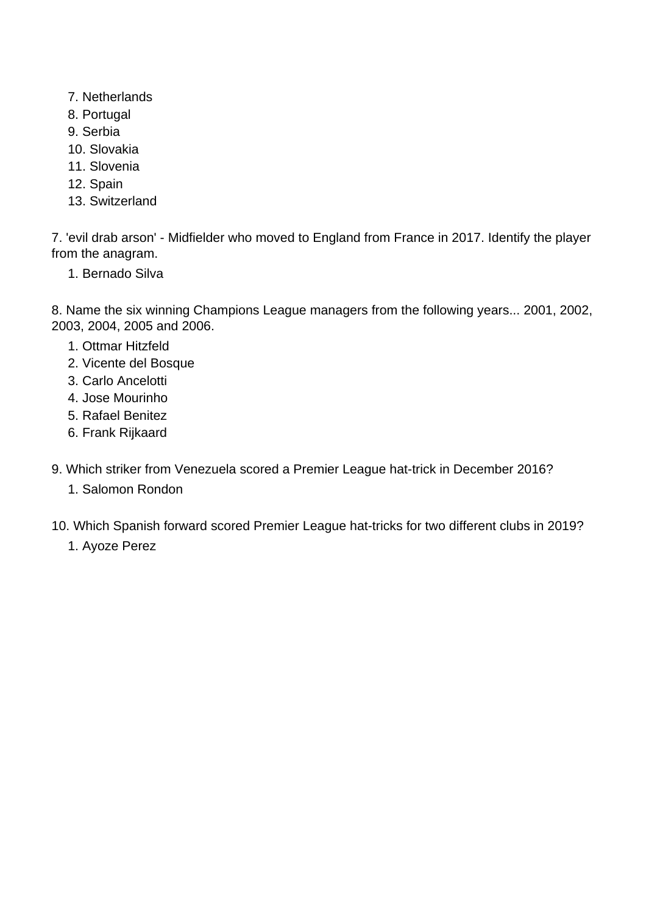7. Netherlands
8. Portugal
9. Serbia
10. Slovakia
11. Slovenia
12. Spain
13. Switzerland

7. 'evil drab arson' - Midfielder who moved to England from France in 2017. Identify the player from the anagram.
   1. Bernado Silva

8. Name the six winning Champions League managers from the following years... 2001, 2002, 2003, 2004, 2005 and 2006.
   1. Ottmar Hitzfeld
   2. Vicente del Bosque
   3. Carlo Ancelotti
   4. Jose Mourinho
   5. Rafael Benitez
   6. Frank Rijkaard

9. Which striker from Venezuela scored a Premier League hat-trick in December 2016?
   1. Salomon Rondon

10. Which Spanish forward scored Premier League hat-tricks for two different clubs in 2019?
    1. Ayoze Perez